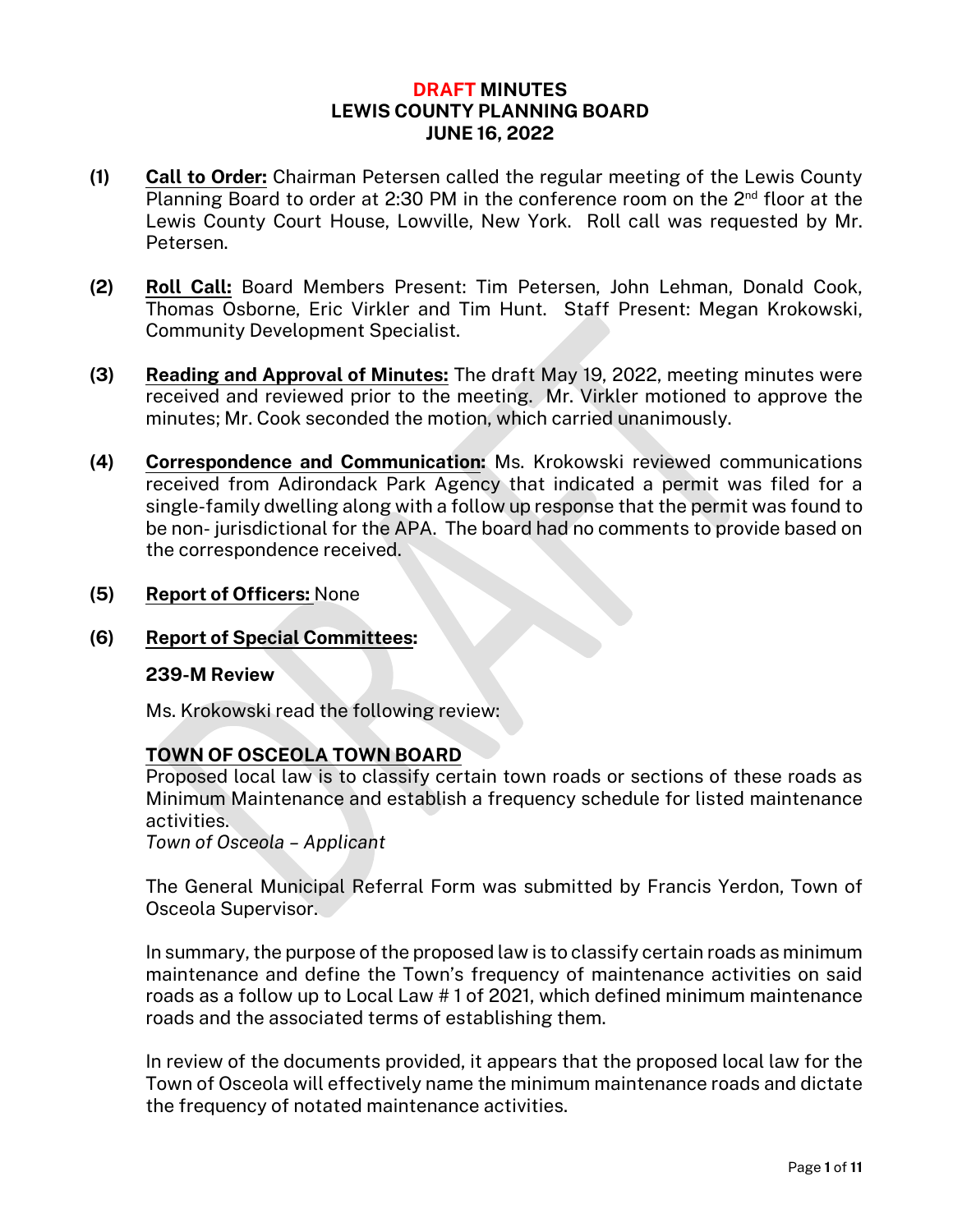# DRAFT MINUTES
# LEWIS COUNTY PLANNING BOARD
# JUNE 16, 2022

**(1)** **Call to Order:** Chairman Petersen called the regular meeting of the Lewis County Planning Board to order at 2:30 PM in the conference room on the 2nd floor at the Lewis County Court House, Lowville, New York. Roll call was requested by Mr. Petersen.

**(2)** **Roll Call:** Board Members Present: Tim Petersen, John Lehman, Donald Cook, Thomas Osborne, Eric Virkler and Tim Hunt. Staff Present: Megan Krokowski, Community Development Specialist.

**(3)** **Reading and Approval of Minutes:** The draft May 19, 2022, meeting minutes were received and reviewed prior to the meeting. Mr. Virkler motioned to approve the minutes; Mr. Cook seconded the motion, which carried unanimously.

**(4)** **Correspondence and Communication:** Ms. Krokowski reviewed communications received from Adirondack Park Agency that indicated a permit was filed for a single-family dwelling along with a follow up response that the permit was found to be non- jurisdictional for the APA. The board had no comments to provide based on the correspondence received.

**(5)** **Report of Officers:** None

**(6)** **Report of Special Committees:**

**239-M Review**

Ms. Krokowski read the following review:

**TOWN OF OSCEOLA TOWN BOARD**

Proposed local law is to classify certain town roads or sections of these roads as Minimum Maintenance and establish a frequency schedule for listed maintenance activities.

*Town of Osceola – Applicant*

The General Municipal Referral Form was submitted by Francis Yerdon, Town of Osceola Supervisor.

In summary, the purpose of the proposed law is to classify certain roads as minimum maintenance and define the Town's frequency of maintenance activities on said roads as a follow up to Local Law # 1 of 2021, which defined minimum maintenance roads and the associated terms of establishing them.

In review of the documents provided, it appears that the proposed local law for the Town of Osceola will effectively name the minimum maintenance roads and dictate the frequency of notated maintenance activities.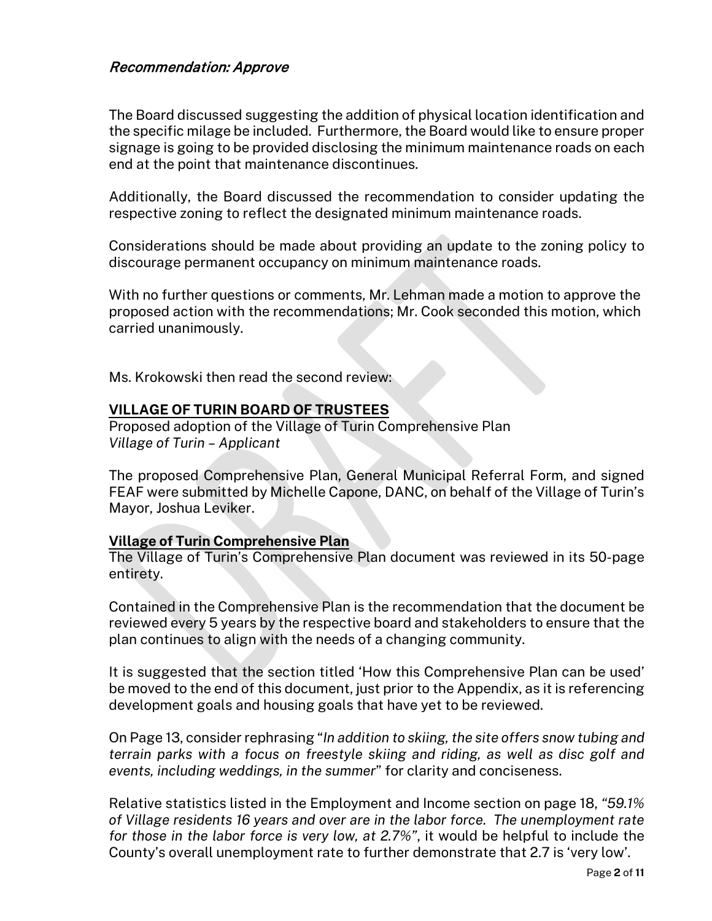*Recommendation: Approve*

The Board discussed suggesting the addition of physical location identification and the specific milage be included. Furthermore, the Board would like to ensure proper signage is going to be provided disclosing the minimum maintenance roads on each end at the point that maintenance discontinues.

Additionally, the Board discussed the recommendation to consider updating the respective zoning to reflect the designated minimum maintenance roads.

Considerations should be made about providing an update to the zoning policy to discourage permanent occupancy on minimum maintenance roads.

With no further questions or comments, Mr. Lehman made a motion to approve the proposed action with the recommendations; Mr. Cook seconded this motion, which carried unanimously.

Ms. Krokowski then read the second review:

**VILLAGE OF TURIN BOARD OF TRUSTEES**
Proposed adoption of the Village of Turin Comprehensive Plan
*Village of Turin – Applicant*

The proposed Comprehensive Plan, General Municipal Referral Form, and signed FEAF were submitted by Michelle Capone, DANC, on behalf of the Village of Turin's Mayor, Joshua Leviker.

**Village of Turin Comprehensive Plan**
The Village of Turin's Comprehensive Plan document was reviewed in its 50-page entirety.

Contained in the Comprehensive Plan is the recommendation that the document be reviewed every 5 years by the respective board and stakeholders to ensure that the plan continues to align with the needs of a changing community.

It is suggested that the section titled 'How this Comprehensive Plan can be used' be moved to the end of this document, just prior to the Appendix, as it is referencing development goals and housing goals that have yet to be reviewed.

On Page 13, consider rephrasing "*In addition to skiing, the site offers snow tubing and terrain parks with a focus on freestyle skiing and riding, as well as disc golf and events, including weddings, in the summer*" for clarity and conciseness.

Relative statistics listed in the Employment and Income section on page 18, *"59.1% of Village residents 16 years and over are in the labor force. The unemployment rate for those in the labor force is very low, at 2.7%"*, it would be helpful to include the County's overall unemployment rate to further demonstrate that 2.7 is 'very low'.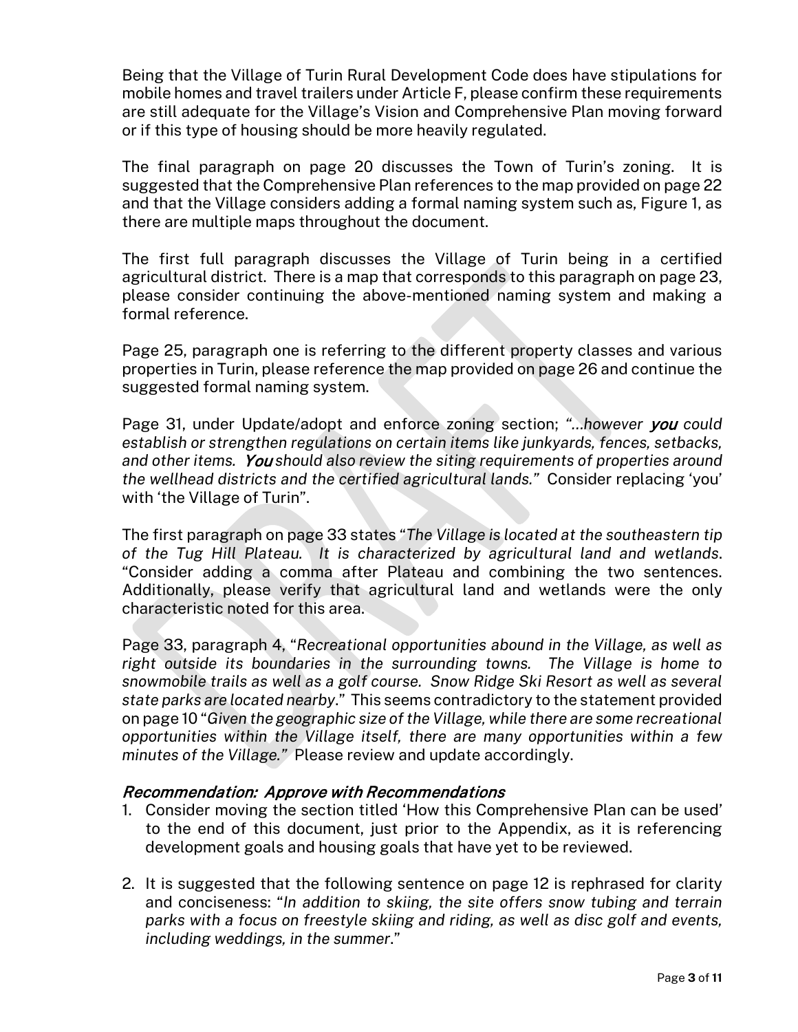Being that the Village of Turin Rural Development Code does have stipulations for mobile homes and travel trailers under Article F, please confirm these requirements are still adequate for the Village's Vision and Comprehensive Plan moving forward or if this type of housing should be more heavily regulated.

The final paragraph on page 20 discusses the Town of Turin's zoning. It is suggested that the Comprehensive Plan references to the map provided on page 22 and that the Village considers adding a formal naming system such as, Figure 1, as there are multiple maps throughout the document.

The first full paragraph discusses the Village of Turin being in a certified agricultural district. There is a map that corresponds to this paragraph on page 23, please consider continuing the above-mentioned naming system and making a formal reference.

Page 25, paragraph one is referring to the different property classes and various properties in Turin, please reference the map provided on page 26 and continue the suggested formal naming system.

Page 31, under Update/adopt and enforce zoning section; *"…however **you** could establish or strengthen regulations on certain items like junkyards, fences, setbacks, and other items. **You** should also review the siting requirements of properties around the wellhead districts and the certified agricultural lands."* Consider replacing 'you' with 'the Village of Turin".

The first paragraph on page 33 states "*The Village is located at the southeastern tip of the Tug Hill Plateau. It is characterized by agricultural land and wetlands*. "Consider adding a comma after Plateau and combining the two sentences. Additionally, please verify that agricultural land and wetlands were the only characteristic noted for this area.

Page 33, paragraph 4, "*Recreational opportunities abound in the Village, as well as right outside its boundaries in the surrounding towns. The Village is home to snowmobile trails as well as a golf course. Snow Ridge Ski Resort as well as several state parks are located nearby*." This seems contradictory to the statement provided on page 10 "*Given the geographic size of the Village, while there are some recreational opportunities within the Village itself, there are many opportunities within a few minutes of the Village."* Please review and update accordingly.

### *Recommendation: Approve with Recommendations*

1. Consider moving the section titled 'How this Comprehensive Plan can be used' to the end of this document, just prior to the Appendix, as it is referencing development goals and housing goals that have yet to be reviewed.

2. It is suggested that the following sentence on page 12 is rephrased for clarity and conciseness: "*In addition to skiing, the site offers snow tubing and terrain parks with a focus on freestyle skiing and riding, as well as disc golf and events, including weddings, in the summer*."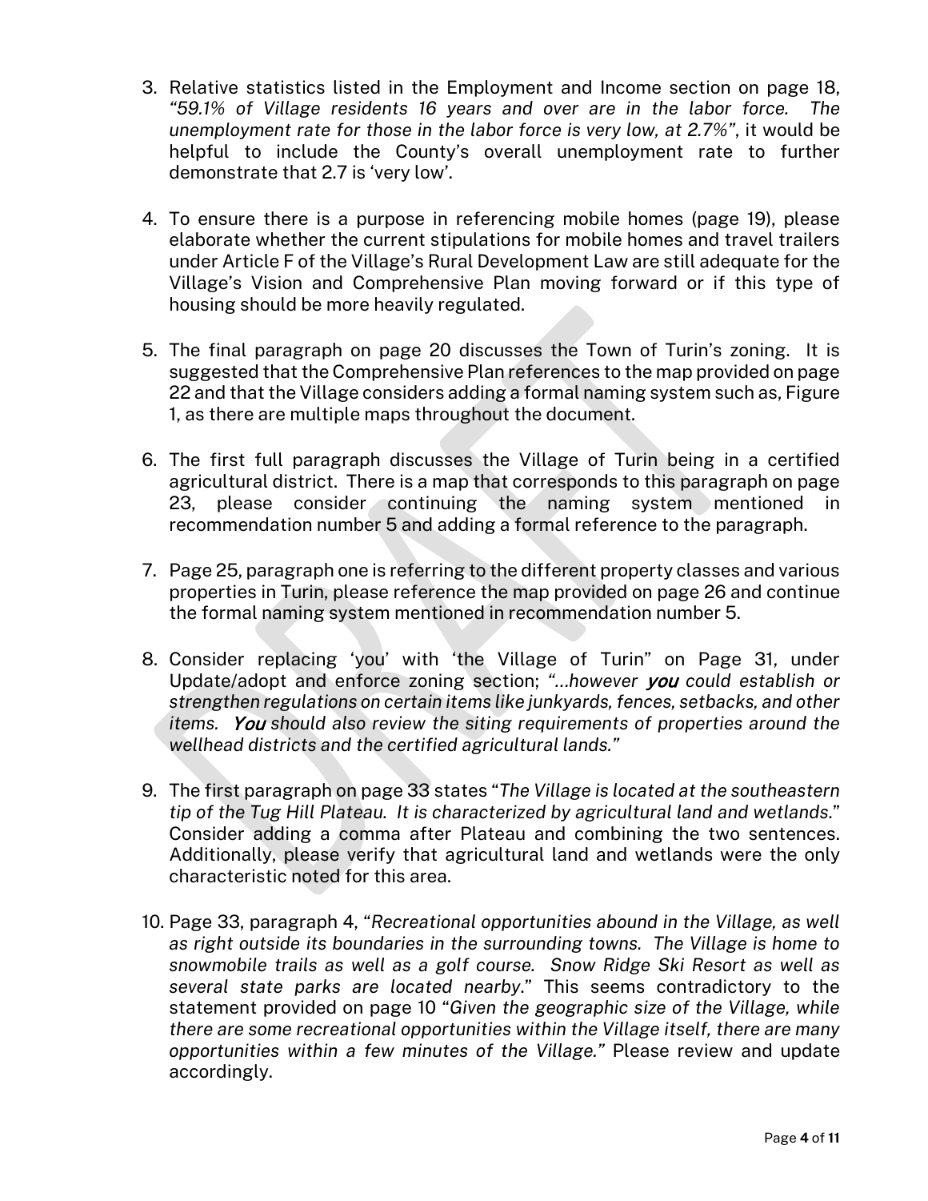3. Relative statistics listed in the Employment and Income section on page 18, *"59.1% of Village residents 16 years and over are in the labor force. The unemployment rate for those in the labor force is very low, at 2.7%"*, it would be helpful to include the County's overall unemployment rate to further demonstrate that 2.7 is 'very low'.

4. To ensure there is a purpose in referencing mobile homes (page 19), please elaborate whether the current stipulations for mobile homes and travel trailers under Article F of the Village's Rural Development Law are still adequate for the Village's Vision and Comprehensive Plan moving forward or if this type of housing should be more heavily regulated.

5. The final paragraph on page 20 discusses the Town of Turin's zoning. It is suggested that the Comprehensive Plan references to the map provided on page 22 and that the Village considers adding a formal naming system such as, Figure 1, as there are multiple maps throughout the document.

6. The first full paragraph discusses the Village of Turin being in a certified agricultural district. There is a map that corresponds to this paragraph on page 23, please consider continuing the naming system mentioned in recommendation number 5 and adding a formal reference to the paragraph.

7. Page 25, paragraph one is referring to the different property classes and various properties in Turin, please reference the map provided on page 26 and continue the formal naming system mentioned in recommendation number 5.

8. Consider replacing 'you' with 'the Village of Turin" on Page 31, under Update/adopt and enforce zoning section; *"…however **you** could establish or strengthen regulations on certain items like junkyards, fences, setbacks, and other items. **You** should also review the siting requirements of properties around the wellhead districts and the certified agricultural lands."*

9. The first paragraph on page 33 states "*The Village is located at the southeastern tip of the Tug Hill Plateau. It is characterized by agricultural land and wetlands.*" Consider adding a comma after Plateau and combining the two sentences. Additionally, please verify that agricultural land and wetlands were the only characteristic noted for this area.

10. Page 33, paragraph 4, "*Recreational opportunities abound in the Village, as well as right outside its boundaries in the surrounding towns. The Village is home to snowmobile trails as well as a golf course. Snow Ridge Ski Resort as well as several state parks are located nearby.*" This seems contradictory to the statement provided on page 10 "*Given the geographic size of the Village, while there are some recreational opportunities within the Village itself, there are many opportunities within a few minutes of the Village.*" Please review and update accordingly.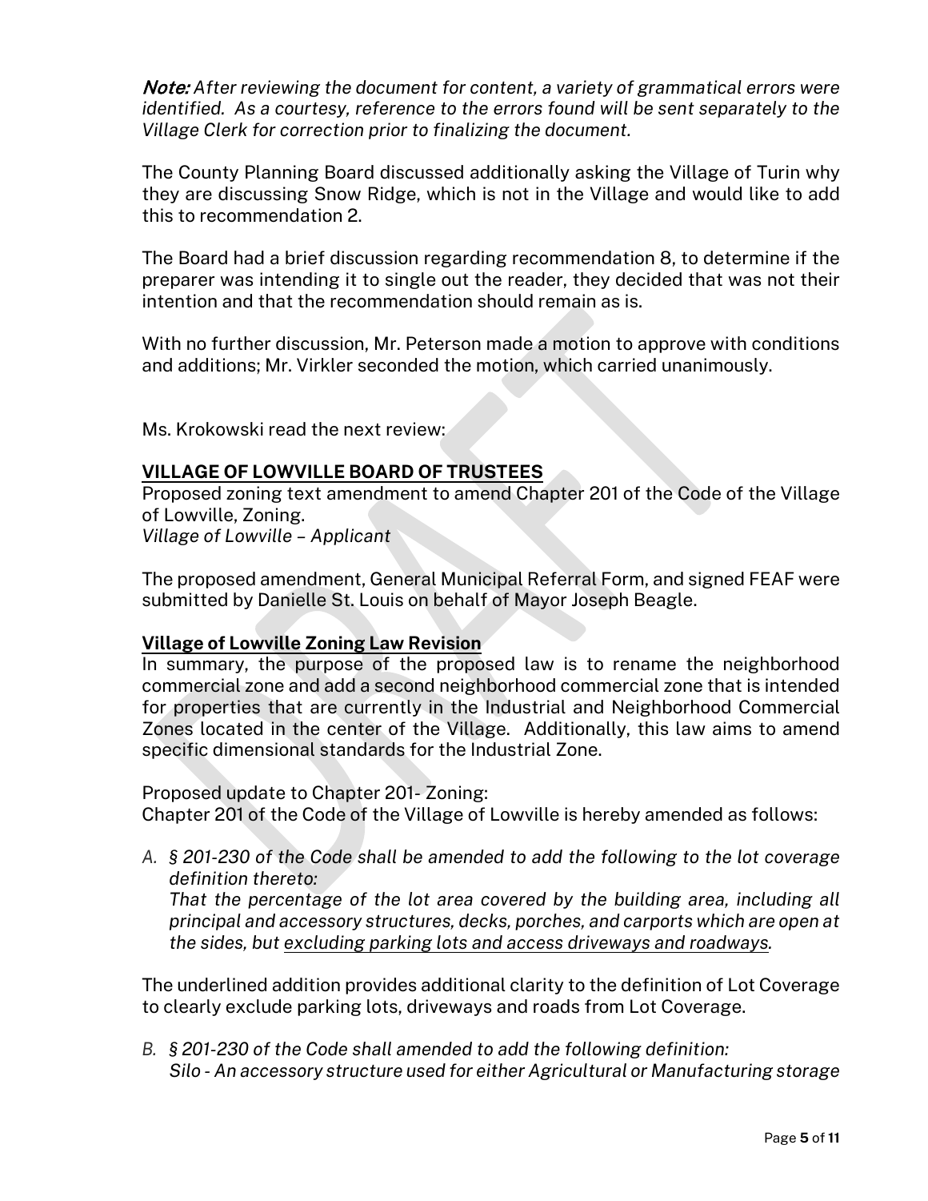***Note:*** *After reviewing the document for content, a variety of grammatical errors were identified. As a courtesy, reference to the errors found will be sent separately to the Village Clerk for correction prior to finalizing the document.*

The County Planning Board discussed additionally asking the Village of Turin why they are discussing Snow Ridge, which is not in the Village and would like to add this to recommendation 2.

The Board had a brief discussion regarding recommendation 8, to determine if the preparer was intending it to single out the reader, they decided that was not their intention and that the recommendation should remain as is.

With no further discussion, Mr. Peterson made a motion to approve with conditions and additions; Mr. Virkler seconded the motion, which carried unanimously.

Ms. Krokowski read the next review:

**<u>VILLAGE OF LOWVILLE BOARD OF TRUSTEES</u>**

Proposed zoning text amendment to amend Chapter 201 of the Code of the Village of Lowville, Zoning.
*Village of Lowville – Applicant*

The proposed amendment, General Municipal Referral Form, and signed FEAF were submitted by Danielle St. Louis on behalf of Mayor Joseph Beagle.

**<u>Village of Lowville Zoning Law Revision</u>**

In summary, the purpose of the proposed law is to rename the neighborhood commercial zone and add a second neighborhood commercial zone that is intended for properties that are currently in the Industrial and Neighborhood Commercial Zones located in the center of the Village. Additionally, this law aims to amend specific dimensional standards for the Industrial Zone.

Proposed update to Chapter 201- Zoning:
Chapter 201 of the Code of the Village of Lowville is hereby amended as follows:

*A. § 201-230 of the Code shall be amended to add the following to the lot coverage definition thereto:*
*That the percentage of the lot area covered by the building area, including all principal and accessory structures, decks, porches, and carports which are open at the sides, but <u>excluding parking lots and access driveways and roadways</u>.*

The underlined addition provides additional clarity to the definition of Lot Coverage to clearly exclude parking lots, driveways and roads from Lot Coverage.

*B. § 201-230 of the Code shall amended to add the following definition:*
*Silo - An accessory structure used for either Agricultural or Manufacturing storage*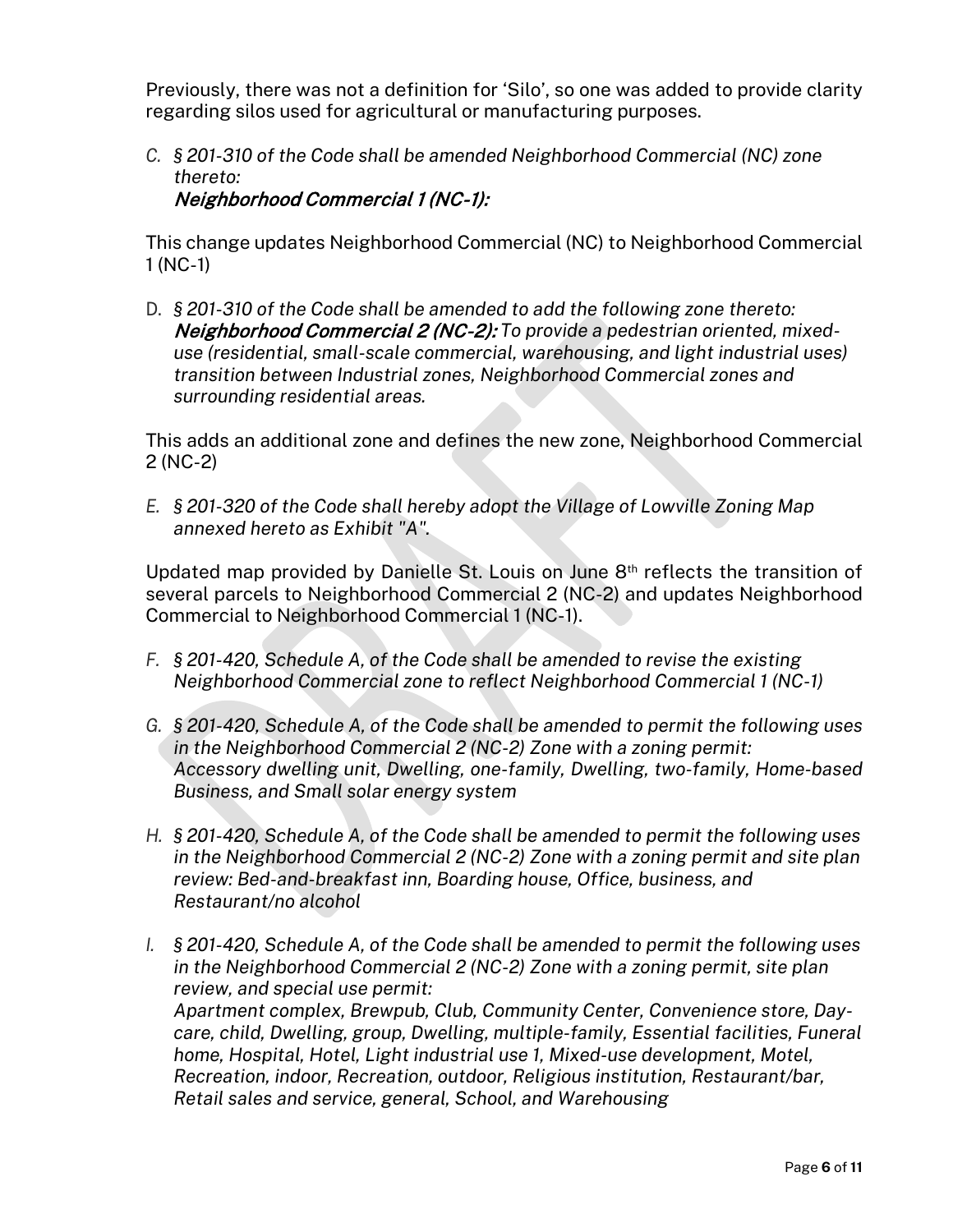Previously, there was not a definition for 'Silo', so one was added to provide clarity regarding silos used for agricultural or manufacturing purposes.

C. *§ 201-310 of the Code shall be amended Neighborhood Commercial (NC) zone thereto:*
   ***Neighborhood Commercial 1 (NC-1):***

This change updates Neighborhood Commercial (NC) to Neighborhood Commercial 1 (NC-1)

D. *§ 201-310 of the Code shall be amended to add the following zone thereto:* ***Neighborhood Commercial 2 (NC-2):*** *To provide a pedestrian oriented, mixed-use (residential, small-scale commercial, warehousing, and light industrial uses) transition between Industrial zones, Neighborhood Commercial zones and surrounding residential areas.*

This adds an additional zone and defines the new zone, Neighborhood Commercial 2 (NC-2)

E. *§ 201-320 of the Code shall hereby adopt the Village of Lowville Zoning Map annexed hereto as Exhibit "A".*

Updated map provided by Danielle St. Louis on June 8th reflects the transition of several parcels to Neighborhood Commercial 2 (NC-2) and updates Neighborhood Commercial to Neighborhood Commercial 1 (NC-1).

F. *§ 201-420, Schedule A, of the Code shall be amended to revise the existing Neighborhood Commercial zone to reflect Neighborhood Commercial 1 (NC-1)*

G. *§ 201-420, Schedule A, of the Code shall be amended to permit the following uses in the Neighborhood Commercial 2 (NC-2) Zone with a zoning permit:*
   *Accessory dwelling unit, Dwelling, one-family, Dwelling, two-family, Home-based Business, and Small solar energy system*

H. *§ 201-420, Schedule A, of the Code shall be amended to permit the following uses in the Neighborhood Commercial 2 (NC-2) Zone with a zoning permit and site plan review: Bed-and-breakfast inn, Boarding house, Office, business, and Restaurant/no alcohol*

I. *§ 201-420, Schedule A, of the Code shall be amended to permit the following uses in the Neighborhood Commercial 2 (NC-2) Zone with a zoning permit, site plan review, and special use permit:*
   *Apartment complex, Brewpub, Club, Community Center, Convenience store, Day-care, child, Dwelling, group, Dwelling, multiple-family, Essential facilities, Funeral home, Hospital, Hotel, Light industrial use 1, Mixed-use development, Motel, Recreation, indoor, Recreation, outdoor, Religious institution, Restaurant/bar, Retail sales and service, general, School, and Warehousing*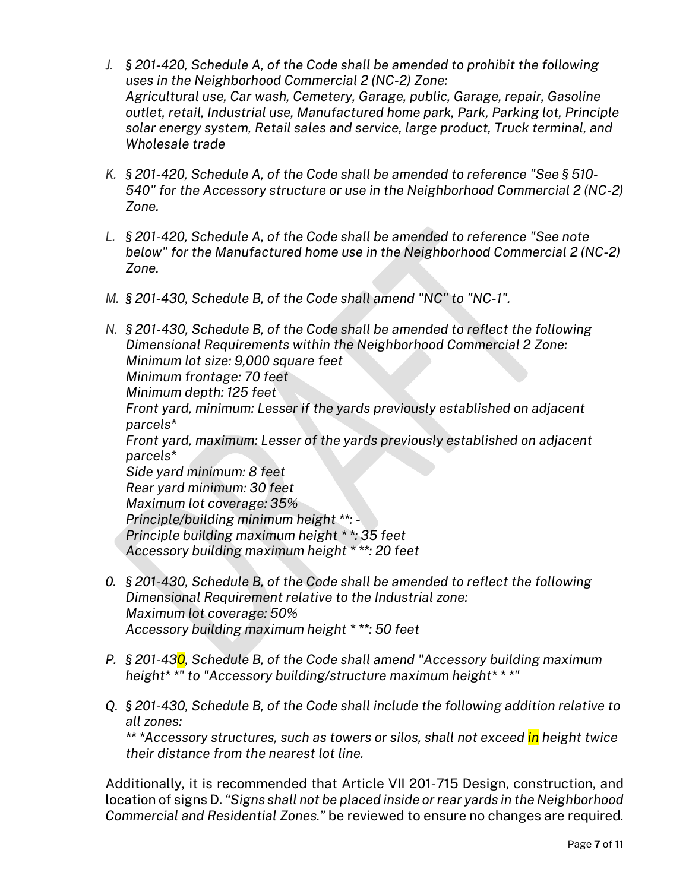J. *§ 201-420, Schedule A, of the Code shall be amended to prohibit the following uses in the Neighborhood Commercial 2 (NC-2) Zone:*
   *Agricultural use, Car wash, Cemetery, Garage, public, Garage, repair, Gasoline outlet, retail, Industrial use, Manufactured home park, Park, Parking lot, Principle solar energy system, Retail sales and service, large product, Truck terminal, and Wholesale trade*

K. *§ 201-420, Schedule A, of the Code shall be amended to reference "See § 510-540" for the Accessory structure or use in the Neighborhood Commercial 2 (NC-2) Zone.*

L. *§ 201-420, Schedule A, of the Code shall be amended to reference "See note below" for the Manufactured home use in the Neighborhood Commercial 2 (NC-2) Zone.*

M. *§ 201-430, Schedule B, of the Code shall amend "NC" to "NC-1".*

N. *§ 201-430, Schedule B, of the Code shall be amended to reflect the following Dimensional Requirements within the Neighborhood Commercial 2 Zone:*
   *Minimum lot size: 9,000 square feet*
   *Minimum frontage: 70 feet*
   *Minimum depth: 125 feet*
   *Front yard, minimum: Lesser if the yards previously established on adjacent parcels**
   *Front yard, maximum: Lesser of the yards previously established on adjacent parcels**
   *Side yard minimum: 8 feet*
   *Rear yard minimum: 30 feet*
   *Maximum lot coverage: 35%*
   *Principle/building minimum height **: -*
   *Principle building maximum height * *: 35 feet*
   *Accessory building maximum height * **: 20 feet*

O. *§ 201-430, Schedule B, of the Code shall be amended to reflect the following Dimensional Requirement relative to the Industrial zone:*
   *Maximum lot coverage: 50%*
   *Accessory building maximum height * **: 50 feet*

P. *§ 201-430, Schedule B, of the Code shall amend "Accessory building maximum height* *" to "Accessory building/structure maximum height* * *"*

Q. *§ 201-430, Schedule B, of the Code shall include the following addition relative to all zones:*
   *** *Accessory structures, such as towers or silos, shall not exceed in height twice their distance from the nearest lot line.*

Additionally, it is recommended that Article VII 201-715 Design, construction, and location of signs D. *"Signs shall not be placed inside or rear yards in the Neighborhood Commercial and Residential Zones."* be reviewed to ensure no changes are required.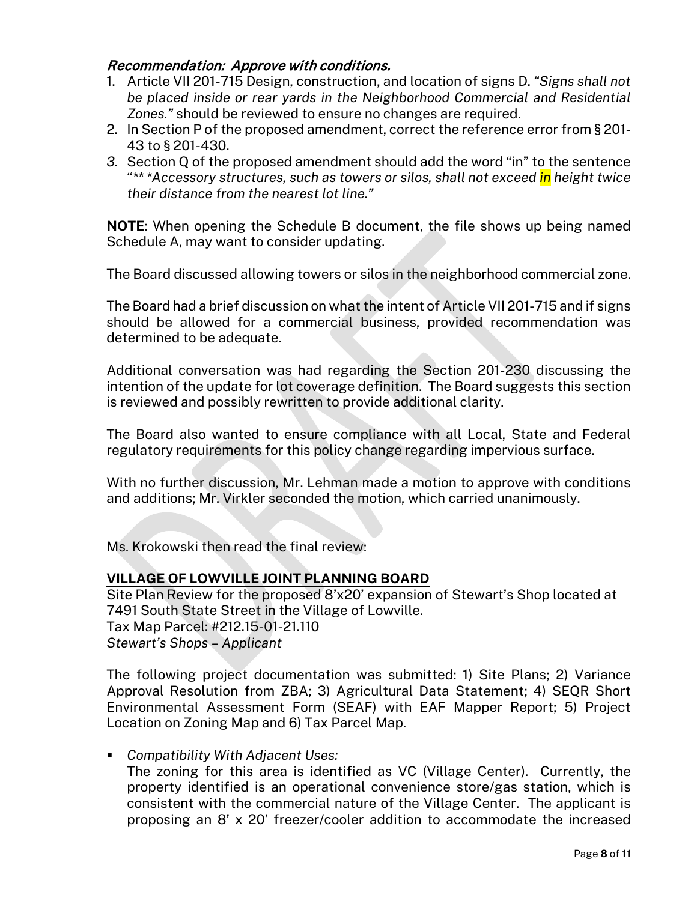***Recommendation: Approve with conditions.***

1. Article VII 201-715 Design, construction, and location of signs D. *"Signs shall not be placed inside or rear yards in the Neighborhood Commercial and Residential Zones."* should be reviewed to ensure no changes are required.
2. In Section P of the proposed amendment, correct the reference error from § 201-43 to § 201-430.
3. Section Q of the proposed amendment should add the word "in" to the sentence "*** *Accessory structures, such as towers or silos, shall not exceed in height twice their distance from the nearest lot line."*

**NOTE**: When opening the Schedule B document, the file shows up being named Schedule A, may want to consider updating.

The Board discussed allowing towers or silos in the neighborhood commercial zone.

The Board had a brief discussion on what the intent of Article VII 201-715 and if signs should be allowed for a commercial business, provided recommendation was determined to be adequate.

Additional conversation was had regarding the Section 201-230 discussing the intention of the update for lot coverage definition. The Board suggests this section is reviewed and possibly rewritten to provide additional clarity.

The Board also wanted to ensure compliance with all Local, State and Federal regulatory requirements for this policy change regarding impervious surface.

With no further discussion, Mr. Lehman made a motion to approve with conditions and additions; Mr. Virkler seconded the motion, which carried unanimously.

Ms. Krokowski then read the final review:

**VILLAGE OF LOWVILLE JOINT PLANNING BOARD**

Site Plan Review for the proposed 8'x20' expansion of Stewart's Shop located at 7491 South State Street in the Village of Lowville.
Tax Map Parcel: #212.15-01-21.110
*Stewart's Shops – Applicant*

The following project documentation was submitted: 1) Site Plans; 2) Variance Approval Resolution from ZBA; 3) Agricultural Data Statement; 4) SEQR Short Environmental Assessment Form (SEAF) with EAF Mapper Report; 5) Project Location on Zoning Map and 6) Tax Parcel Map.

- *Compatibility With Adjacent Uses:*
  The zoning for this area is identified as VC (Village Center). Currently, the property identified is an operational convenience store/gas station, which is consistent with the commercial nature of the Village Center. The applicant is proposing an 8' x 20' freezer/cooler addition to accommodate the increased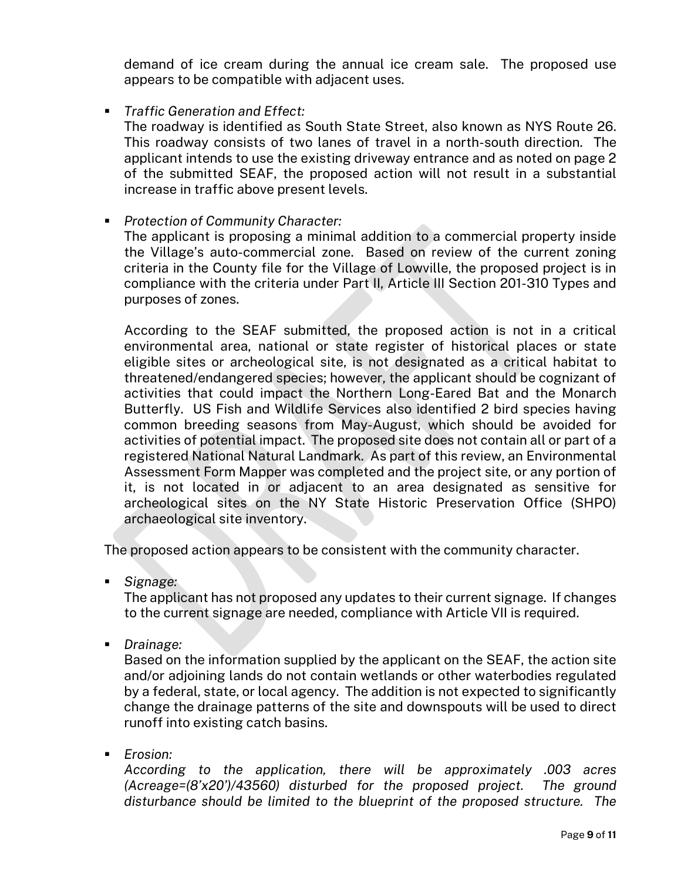demand of ice cream during the annual ice cream sale. The proposed use appears to be compatible with adjacent uses.

- *Traffic Generation and Effect:*
  The roadway is identified as South State Street, also known as NYS Route 26. This roadway consists of two lanes of travel in a north-south direction. The applicant intends to use the existing driveway entrance and as noted on page 2 of the submitted SEAF, the proposed action will not result in a substantial increase in traffic above present levels.

- *Protection of Community Character:*
  The applicant is proposing a minimal addition to a commercial property inside the Village's auto-commercial zone. Based on review of the current zoning criteria in the County file for the Village of Lowville, the proposed project is in compliance with the criteria under Part II, Article III Section 201-310 Types and purposes of zones.

  According to the SEAF submitted, the proposed action is not in a critical environmental area, national or state register of historical places or state eligible sites or archeological site, is not designated as a critical habitat to threatened/endangered species; however, the applicant should be cognizant of activities that could impact the Northern Long-Eared Bat and the Monarch Butterfly. US Fish and Wildlife Services also identified 2 bird species having common breeding seasons from May-August, which should be avoided for activities of potential impact. The proposed site does not contain all or part of a registered National Natural Landmark. As part of this review, an Environmental Assessment Form Mapper was completed and the project site, or any portion of it, is not located in or adjacent to an area designated as sensitive for archeological sites on the NY State Historic Preservation Office (SHPO) archaeological site inventory.

The proposed action appears to be consistent with the community character.

- *Signage:*
  The applicant has not proposed any updates to their current signage. If changes to the current signage are needed, compliance with Article VII is required.

- *Drainage:*
  Based on the information supplied by the applicant on the SEAF, the action site and/or adjoining lands do not contain wetlands or other waterbodies regulated by a federal, state, or local agency. The addition is not expected to significantly change the drainage patterns of the site and downspouts will be used to direct runoff into existing catch basins.

- *Erosion:*
  *According to the application, there will be approximately .003 acres (Acreage=(8'x20')/43560) disturbed for the proposed project. The ground disturbance should be limited to the blueprint of the proposed structure. The*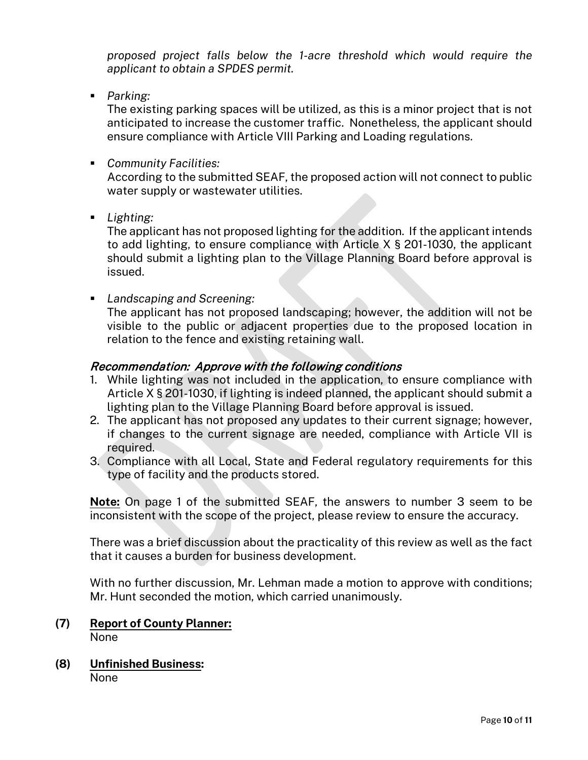*proposed project falls below the 1-acre threshold which would require the applicant to obtain a SPDES permit.*

- *Parking:*
  The existing parking spaces will be utilized, as this is a minor project that is not anticipated to increase the customer traffic. Nonetheless, the applicant should ensure compliance with Article VIII Parking and Loading regulations.

- *Community Facilities:*
  According to the submitted SEAF, the proposed action will not connect to public water supply or wastewater utilities.

- *Lighting:*
  The applicant has not proposed lighting for the addition. If the applicant intends to add lighting, to ensure compliance with Article X § 201-1030, the applicant should submit a lighting plan to the Village Planning Board before approval is issued.

- *Landscaping and Screening:*
  The applicant has not proposed landscaping; however, the addition will not be visible to the public or adjacent properties due to the proposed location in relation to the fence and existing retaining wall.

*Recommendation: Approve with the following conditions*

1. While lighting was not included in the application, to ensure compliance with Article X § 201-1030, if lighting is indeed planned, the applicant should submit a lighting plan to the Village Planning Board before approval is issued.
2. The applicant has not proposed any updates to their current signage; however, if changes to the current signage are needed, compliance with Article VII is required.
3. Compliance with all Local, State and Federal regulatory requirements for this type of facility and the products stored.

**Note:** On page 1 of the submitted SEAF, the answers to number 3 seem to be inconsistent with the scope of the project, please review to ensure the accuracy.

There was a brief discussion about the practicality of this review as well as the fact that it causes a burden for business development.

With no further discussion, Mr. Lehman made a motion to approve with conditions; Mr. Hunt seconded the motion, which carried unanimously.

**(7) Report of County Planner:**
None

**(8) Unfinished Business:**
None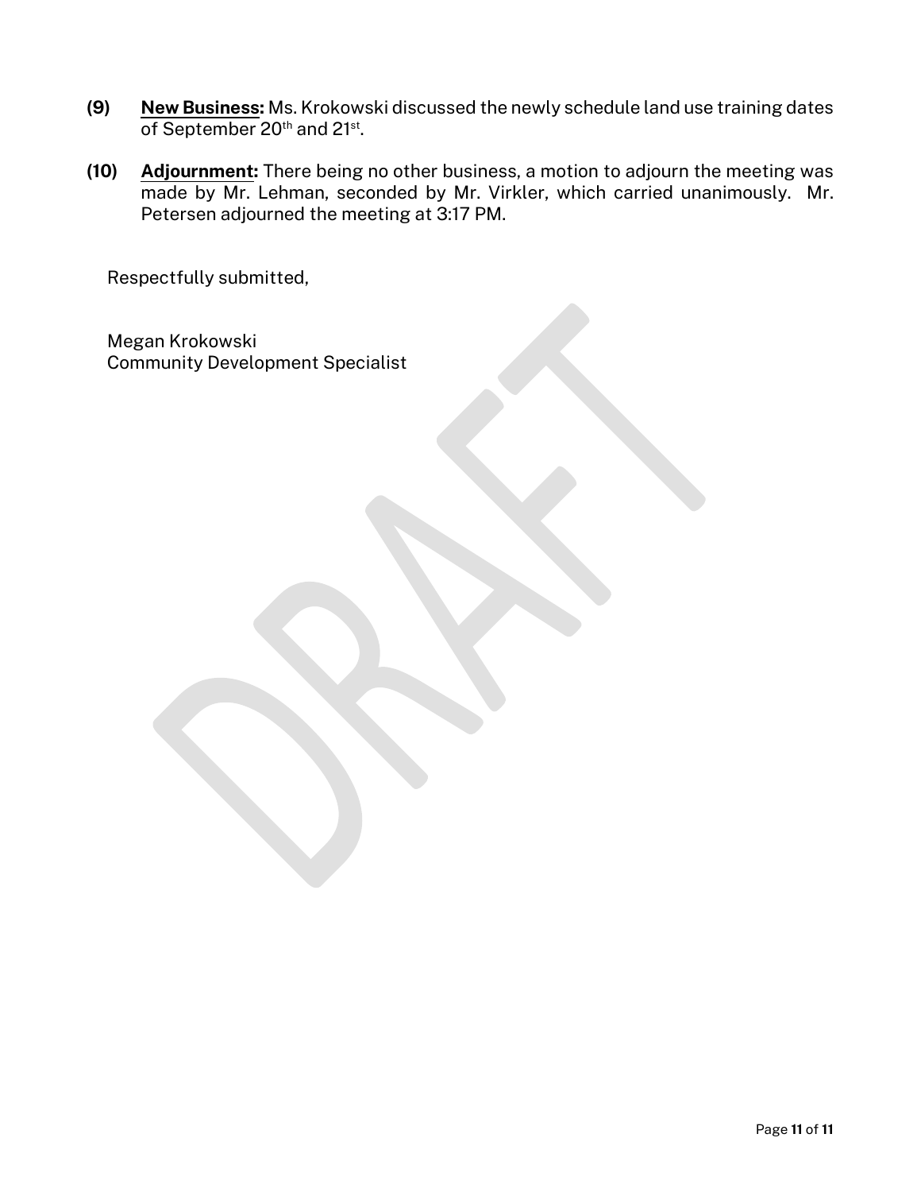**(9)** **New Business:** Ms. Krokowski discussed the newly schedule land use training dates of September 20th and 21st.

**(10)** **Adjournment:** There being no other business, a motion to adjourn the meeting was made by Mr. Lehman, seconded by Mr. Virkler, which carried unanimously. Mr. Petersen adjourned the meeting at 3:17 PM.

Respectfully submitted,

Megan Krokowski
Community Development Specialist